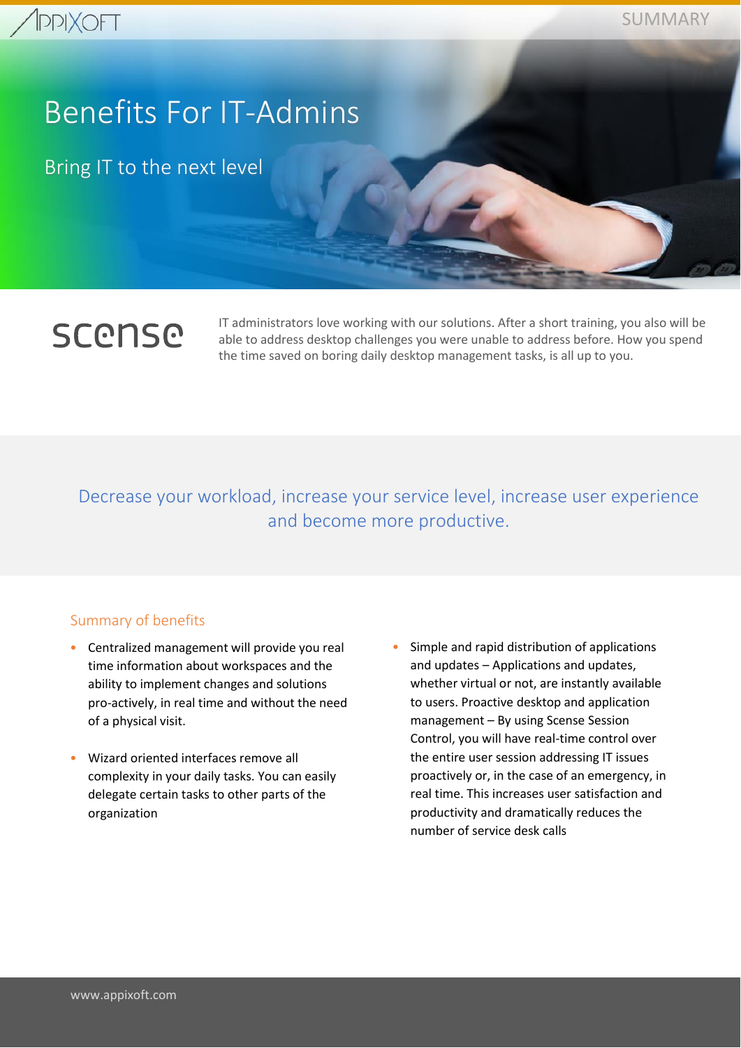# Benefits For IT-Admins

## Bring IT to the next level

scense

IT administrators love working with our solutions. After a short training, you also will be able to address desktop challenges you were unable to address before. How you spend the time saved on boring daily desktop management tasks, is all up to you.

Decrease your workload, increase your service level, increase user experience and become more productive.

### Summary of benefits

- Centralized management will provide you real time information about workspaces and the ability to implement changes and solutions pro-actively, in real time and without the need of a physical visit.
- Wizard oriented interfaces remove all complexity in your daily tasks. You can easily delegate certain tasks to other parts of the organization
- Simple and rapid distribution of applications and updates – Applications and updates, whether virtual or not, are instantly available to users. Proactive desktop and application management – By using Scense Session Control, you will have real-time control over the entire user session addressing IT issues proactively or, in the case of an emergency, in real time. This increases user satisfaction and productivity and dramatically reduces the number of service desk calls

www.appixoft.com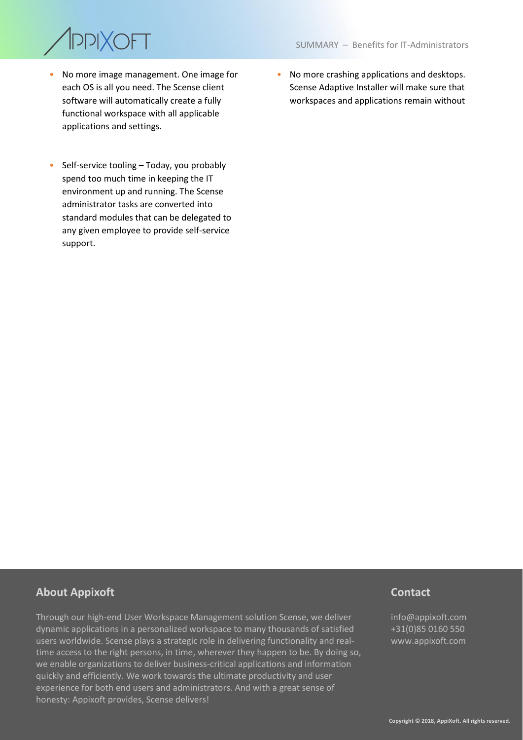- No more image management. One image for each OS is all you need. The Scense client software will automatically create a fully functional workspace with all applicable applications and settings.

- Self-service tooling – Today, you probably spend too much time in keeping the IT environment up and running. The Scense administrator tasks are converted into standard modules that can be delegated to any given employee to provide self-service support.

- No more crashing applications and desktops. Scense Adaptive Installer will make sure that workspaces and applications remain without

## About Appixoft

Through our high-end User Workspace Management solution Scense, we deliver dynamic applications in a personalized workspace to many thousands of satisfied users worldwide. Scense plays a strategic role in delivering functionality and real-time access to the right persons, in time, wherever they happen to be. By doing so, we enable organizations to deliver business-critical applications and information quickly and efficiently. We work towards the ultimate productivity and user experience for both end users and administrators. And with a great sense of honesty: Appixoft provides, Scense delivers!

## Contact

info@appixoft.com
+31(0)85 0160 550
www.appixoft.com

**Copyright © 2018, AppiXoft. All rights reserved.**